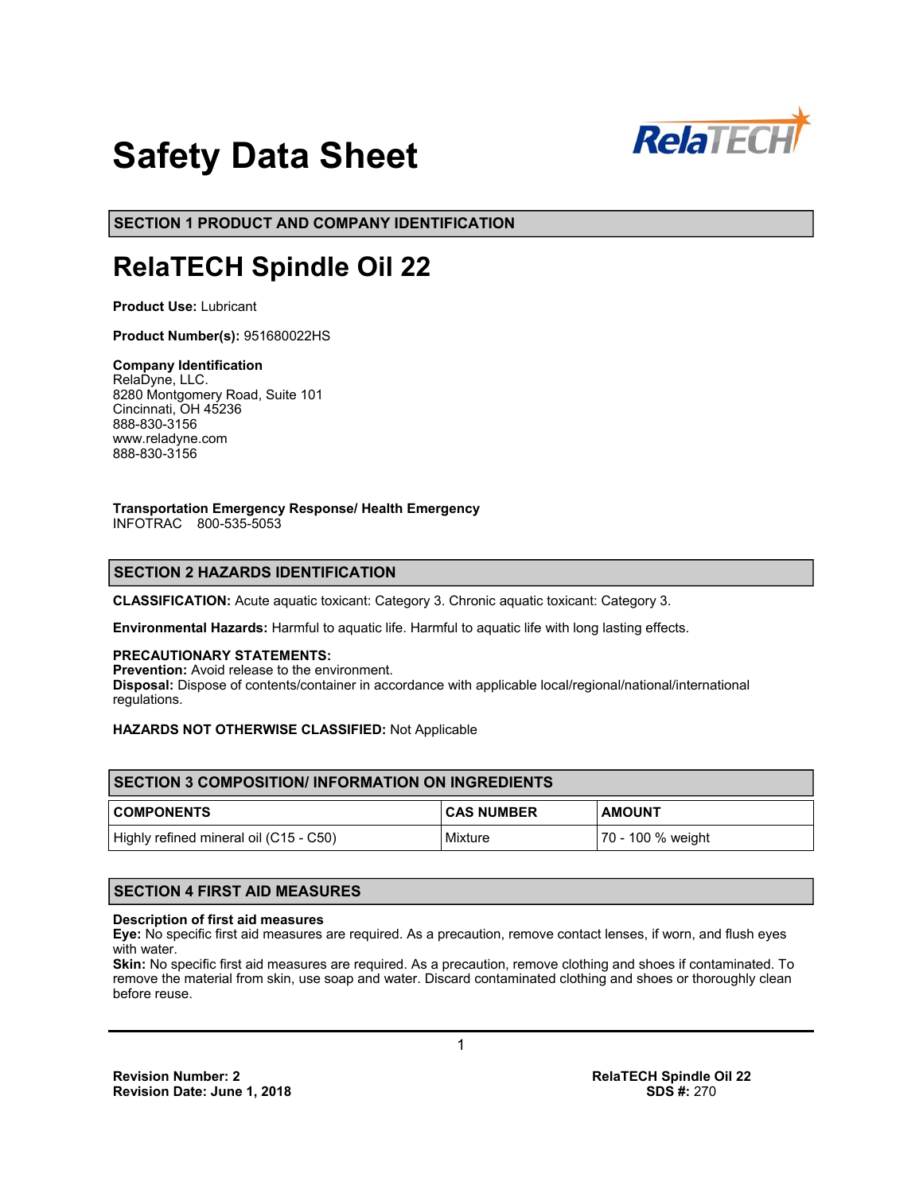# Safety Data Sheet

## SECTION 1 PRODUCT AND COMPANY IDENTIFICATION

# RelaTECH Spindle Oil 22

**Product Use:** Lubricant

**Product Number(s):** 951680022HS

**Company Identification**
RelaDyne, LLC.
8280 Montgomery Road, Suite 101
Cincinnati, OH 45236
888-830-3156
www.reladyne.com
888-830-3156

**Transportation Emergency Response/ Health Emergency**
INFOTRAC 800-535-5053

## SECTION 2 HAZARDS IDENTIFICATION

**CLASSIFICATION:** Acute aquatic toxicant: Category 3. Chronic aquatic toxicant: Category 3.

**Environmental Hazards:** Harmful to aquatic life. Harmful to aquatic life with long lasting effects.

**PRECAUTIONARY STATEMENTS:**
**Prevention:** Avoid release to the environment.
**Disposal:** Dispose of contents/container in accordance with applicable local/regional/national/international regulations.

**HAZARDS NOT OTHERWISE CLASSIFIED:** Not Applicable

## SECTION 3 COMPOSITION/ INFORMATION ON INGREDIENTS

| COMPONENTS | CAS NUMBER | AMOUNT |
|---|---|---|
| Highly refined mineral oil (C15 - C50) | Mixture | 70 - 100 % weight |

## SECTION 4 FIRST AID MEASURES

**Description of first aid measures**
**Eye:** No specific first aid measures are required. As a precaution, remove contact lenses, if worn, and flush eyes with water.
**Skin:** No specific first aid measures are required. As a precaution, remove clothing and shoes if contaminated. To remove the material from skin, use soap and water. Discard contaminated clothing and shoes or thoroughly clean before reuse.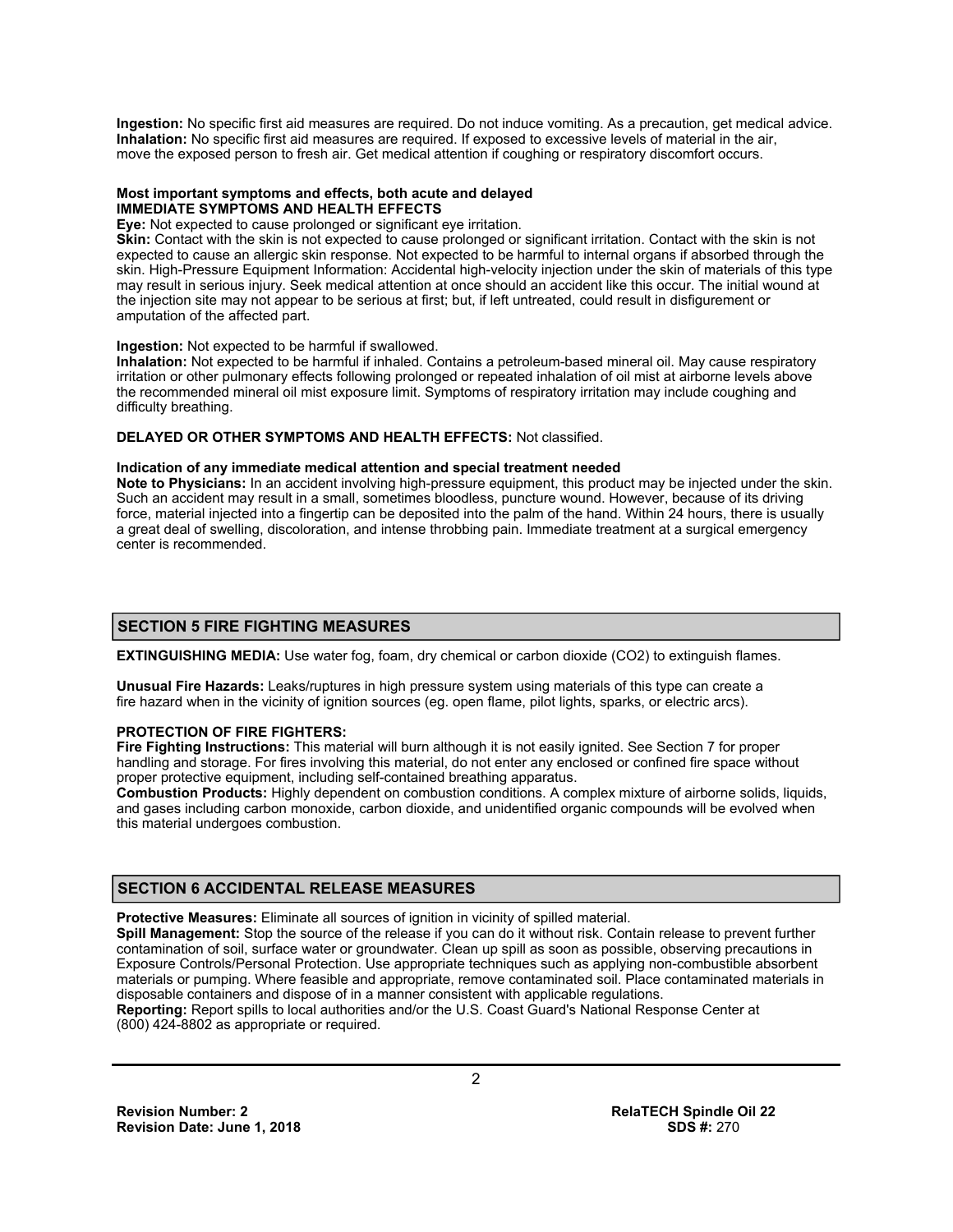**Ingestion:** No specific first aid measures are required. Do not induce vomiting. As a precaution, get medical advice.
**Inhalation:** No specific first aid measures are required. If exposed to excessive levels of material in the air, move the exposed person to fresh air. Get medical attention if coughing or respiratory discomfort occurs.

**Most important symptoms and effects, both acute and delayed**
**IMMEDIATE SYMPTOMS AND HEALTH EFFECTS**
**Eye:** Not expected to cause prolonged or significant eye irritation.
**Skin:** Contact with the skin is not expected to cause prolonged or significant irritation. Contact with the skin is not expected to cause an allergic skin response. Not expected to be harmful to internal organs if absorbed through the skin. High-Pressure Equipment Information: Accidental high-velocity injection under the skin of materials of this type may result in serious injury. Seek medical attention at once should an accident like this occur. The initial wound at the injection site may not appear to be serious at first; but, if left untreated, could result in disfigurement or amputation of the affected part.

**Ingestion:** Not expected to be harmful if swallowed.
**Inhalation:** Not expected to be harmful if inhaled. Contains a petroleum-based mineral oil. May cause respiratory irritation or other pulmonary effects following prolonged or repeated inhalation of oil mist at airborne levels above the recommended mineral oil mist exposure limit. Symptoms of respiratory irritation may include coughing and difficulty breathing.

**DELAYED OR OTHER SYMPTOMS AND HEALTH EFFECTS:** Not classified.

**Indication of any immediate medical attention and special treatment needed**
**Note to Physicians:** In an accident involving high-pressure equipment, this product may be injected under the skin. Such an accident may result in a small, sometimes bloodless, puncture wound. However, because of its driving force, material injected into a fingertip can be deposited into the palm of the hand. Within 24 hours, there is usually a great deal of swelling, discoloration, and intense throbbing pain. Immediate treatment at a surgical emergency center is recommended.

## SECTION 5 FIRE FIGHTING MEASURES

**EXTINGUISHING MEDIA:** Use water fog, foam, dry chemical or carbon dioxide ($CO_2$) to extinguish flames.

**Unusual Fire Hazards:** Leaks/ruptures in high pressure system using materials of this type can create a fire hazard when in the vicinity of ignition sources (eg. open flame, pilot lights, sparks, or electric arcs).

**PROTECTION OF FIRE FIGHTERS:**
**Fire Fighting Instructions:** This material will burn although it is not easily ignited. See Section 7 for proper handling and storage. For fires involving this material, do not enter any enclosed or confined fire space without proper protective equipment, including self-contained breathing apparatus.
**Combustion Products:** Highly dependent on combustion conditions. A complex mixture of airborne solids, liquids, and gases including carbon monoxide, carbon dioxide, and unidentified organic compounds will be evolved when this material undergoes combustion.

## SECTION 6 ACCIDENTAL RELEASE MEASURES

**Protective Measures:** Eliminate all sources of ignition in vicinity of spilled material.
**Spill Management:** Stop the source of the release if you can do it without risk. Contain release to prevent further contamination of soil, surface water or groundwater. Clean up spill as soon as possible, observing precautions in Exposure Controls/Personal Protection. Use appropriate techniques such as applying non-combustible absorbent materials or pumping. Where feasible and appropriate, remove contaminated soil. Place contaminated materials in disposable containers and dispose of in a manner consistent with applicable regulations.
**Reporting:** Report spills to local authorities and/or the U.S. Coast Guard's National Response Center at (800) 424-8802 as appropriate or required.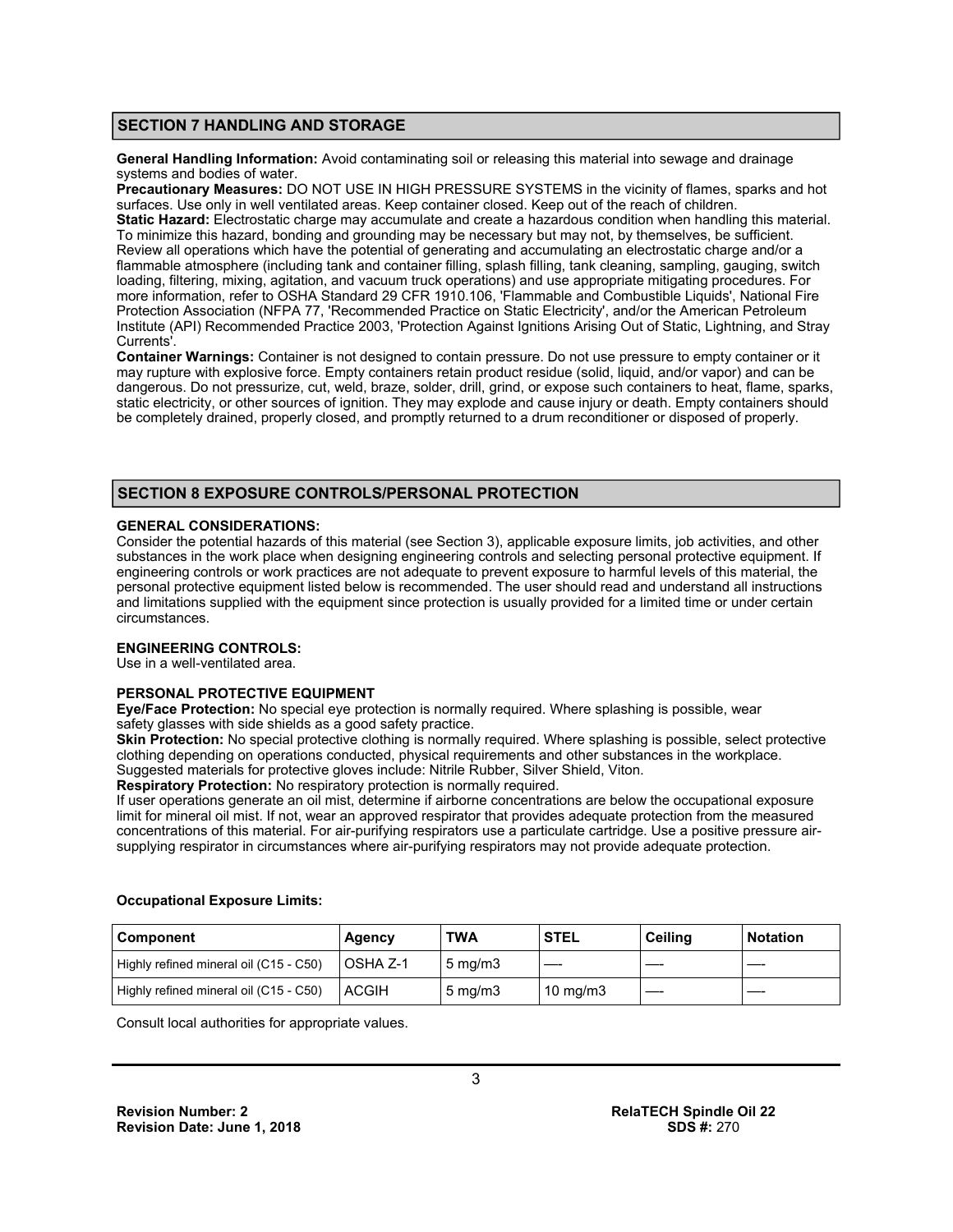## SECTION 7 HANDLING AND STORAGE

**General Handling Information:** Avoid contaminating soil or releasing this material into sewage and drainage systems and bodies of water.

**Precautionary Measures:** DO NOT USE IN HIGH PRESSURE SYSTEMS in the vicinity of flames, sparks and hot surfaces. Use only in well ventilated areas. Keep container closed. Keep out of the reach of children.

**Static Hazard:** Electrostatic charge may accumulate and create a hazardous condition when handling this material. To minimize this hazard, bonding and grounding may be necessary but may not, by themselves, be sufficient. Review all operations which have the potential of generating and accumulating an electrostatic charge and/or a flammable atmosphere (including tank and container filling, splash filling, tank cleaning, sampling, gauging, switch loading, filtering, mixing, agitation, and vacuum truck operations) and use appropriate mitigating procedures. For more information, refer to OSHA Standard 29 CFR 1910.106, 'Flammable and Combustible Liquids', National Fire Protection Association (NFPA 77, 'Recommended Practice on Static Electricity', and/or the American Petroleum Institute (API) Recommended Practice 2003, 'Protection Against Ignitions Arising Out of Static, Lightning, and Stray Currents'.

**Container Warnings:** Container is not designed to contain pressure. Do not use pressure to empty container or it may rupture with explosive force. Empty containers retain product residue (solid, liquid, and/or vapor) and can be dangerous. Do not pressurize, cut, weld, braze, solder, drill, grind, or expose such containers to heat, flame, sparks, static electricity, or other sources of ignition. They may explode and cause injury or death. Empty containers should be completely drained, properly closed, and promptly returned to a drum reconditioner or disposed of properly.

## SECTION 8 EXPOSURE CONTROLS/PERSONAL PROTECTION

**GENERAL CONSIDERATIONS:**

Consider the potential hazards of this material (see Section 3), applicable exposure limits, job activities, and other substances in the work place when designing engineering controls and selecting personal protective equipment. If engineering controls or work practices are not adequate to prevent exposure to harmful levels of this material, the personal protective equipment listed below is recommended. The user should read and understand all instructions and limitations supplied with the equipment since protection is usually provided for a limited time or under certain circumstances.

**ENGINEERING CONTROLS:**

Use in a well-ventilated area.

**PERSONAL PROTECTIVE EQUIPMENT**

**Eye/Face Protection:** No special eye protection is normally required. Where splashing is possible, wear safety glasses with side shields as a good safety practice.

**Skin Protection:** No special protective clothing is normally required. Where splashing is possible, select protective clothing depending on operations conducted, physical requirements and other substances in the workplace. Suggested materials for protective gloves include: Nitrile Rubber, Silver Shield, Viton.

**Respiratory Protection:** No respiratory protection is normally required.

If user operations generate an oil mist, determine if airborne concentrations are below the occupational exposure limit for mineral oil mist. If not, wear an approved respirator that provides adequate protection from the measured concentrations of this material. For air-purifying respirators use a particulate cartridge. Use a positive pressure air-supplying respirator in circumstances where air-purifying respirators may not provide adequate protection.

**Occupational Exposure Limits:**

| Component | Agency | TWA | STEL | Ceiling | Notation |
|---|---|---|---|---|---|
| Highly refined mineral oil (C15 - C50) | OSHA Z-1 | 5 mg/m3 | —- | —- | —- |
| Highly refined mineral oil (C15 - C50) | ACGIH | 5 mg/m3 | 10 mg/m3 | —- | —- |

Consult local authorities for appropriate values.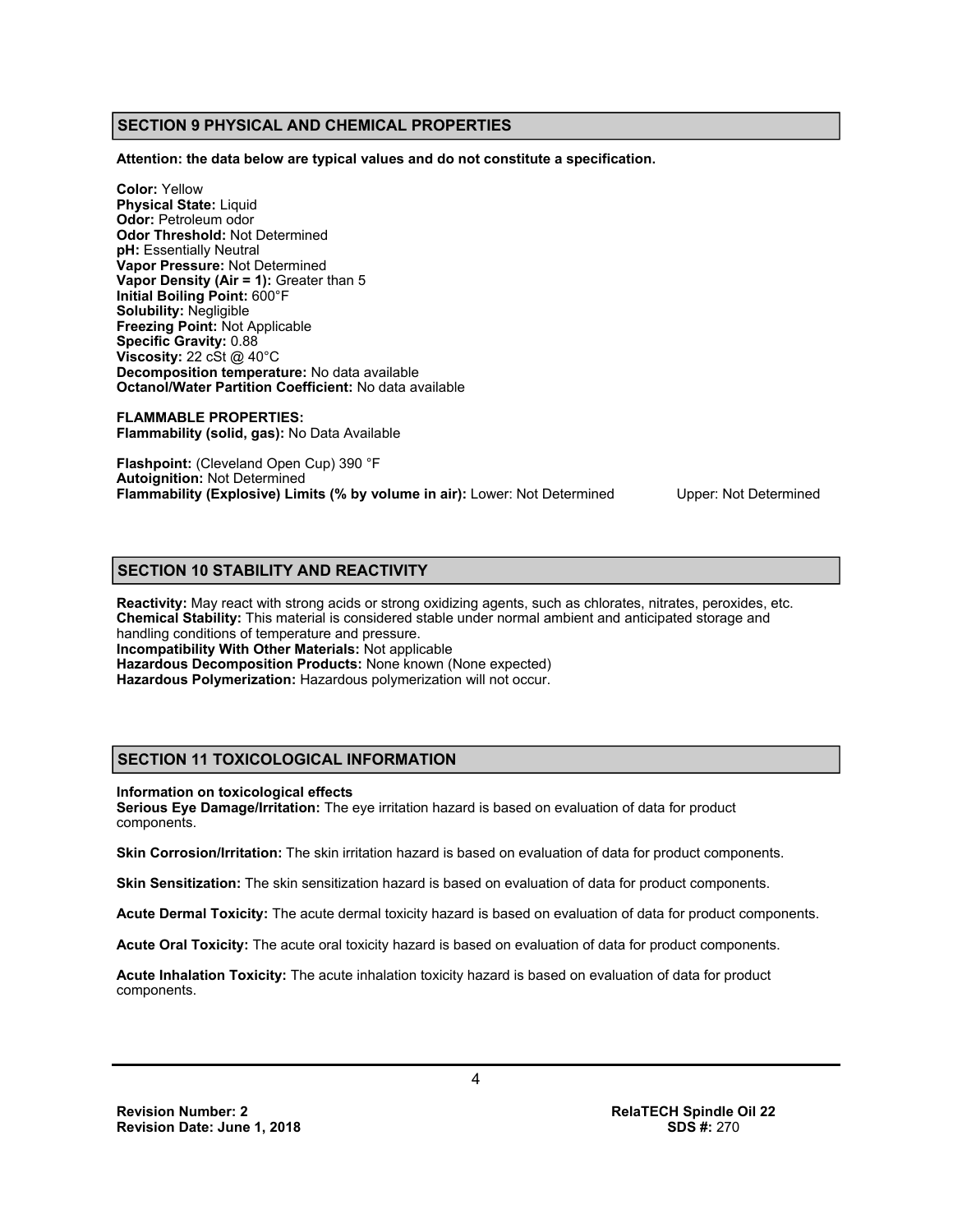## SECTION 9 PHYSICAL AND CHEMICAL PROPERTIES

**Attention: the data below are typical values and do not constitute a specification.**

**Color:** Yellow
**Physical State:** Liquid
**Odor:** Petroleum odor
**Odor Threshold:** Not Determined
**pH:** Essentially Neutral
**Vapor Pressure:** Not Determined
**Vapor Density (Air = 1):** Greater than 5
**Initial Boiling Point:** 600°F
**Solubility:** Negligible
**Freezing Point:** Not Applicable
**Specific Gravity:** 0.88
**Viscosity:** 22 cSt @ 40°C
**Decomposition temperature:** No data available
**Octanol/Water Partition Coefficient:** No data available

**FLAMMABLE PROPERTIES:**
**Flammability (solid, gas):** No Data Available

**Flashpoint:** (Cleveland Open Cup) 390 °F
**Autoignition:** Not Determined
**Flammability (Explosive) Limits (% by volume in air):** Lower: Not Determined Upper: Not Determined

## SECTION 10 STABILITY AND REACTIVITY

**Reactivity:** May react with strong acids or strong oxidizing agents, such as chlorates, nitrates, peroxides, etc.
**Chemical Stability:** This material is considered stable under normal ambient and anticipated storage and handling conditions of temperature and pressure.
**Incompatibility With Other Materials:** Not applicable
**Hazardous Decomposition Products:** None known (None expected)
**Hazardous Polymerization:** Hazardous polymerization will not occur.

## SECTION 11 TOXICOLOGICAL INFORMATION

**Information on toxicological effects**
**Serious Eye Damage/Irritation:** The eye irritation hazard is based on evaluation of data for product components.

**Skin Corrosion/Irritation:** The skin irritation hazard is based on evaluation of data for product components.

**Skin Sensitization:** The skin sensitization hazard is based on evaluation of data for product components.

**Acute Dermal Toxicity:** The acute dermal toxicity hazard is based on evaluation of data for product components.

**Acute Oral Toxicity:** The acute oral toxicity hazard is based on evaluation of data for product components.

**Acute Inhalation Toxicity:** The acute inhalation toxicity hazard is based on evaluation of data for product components.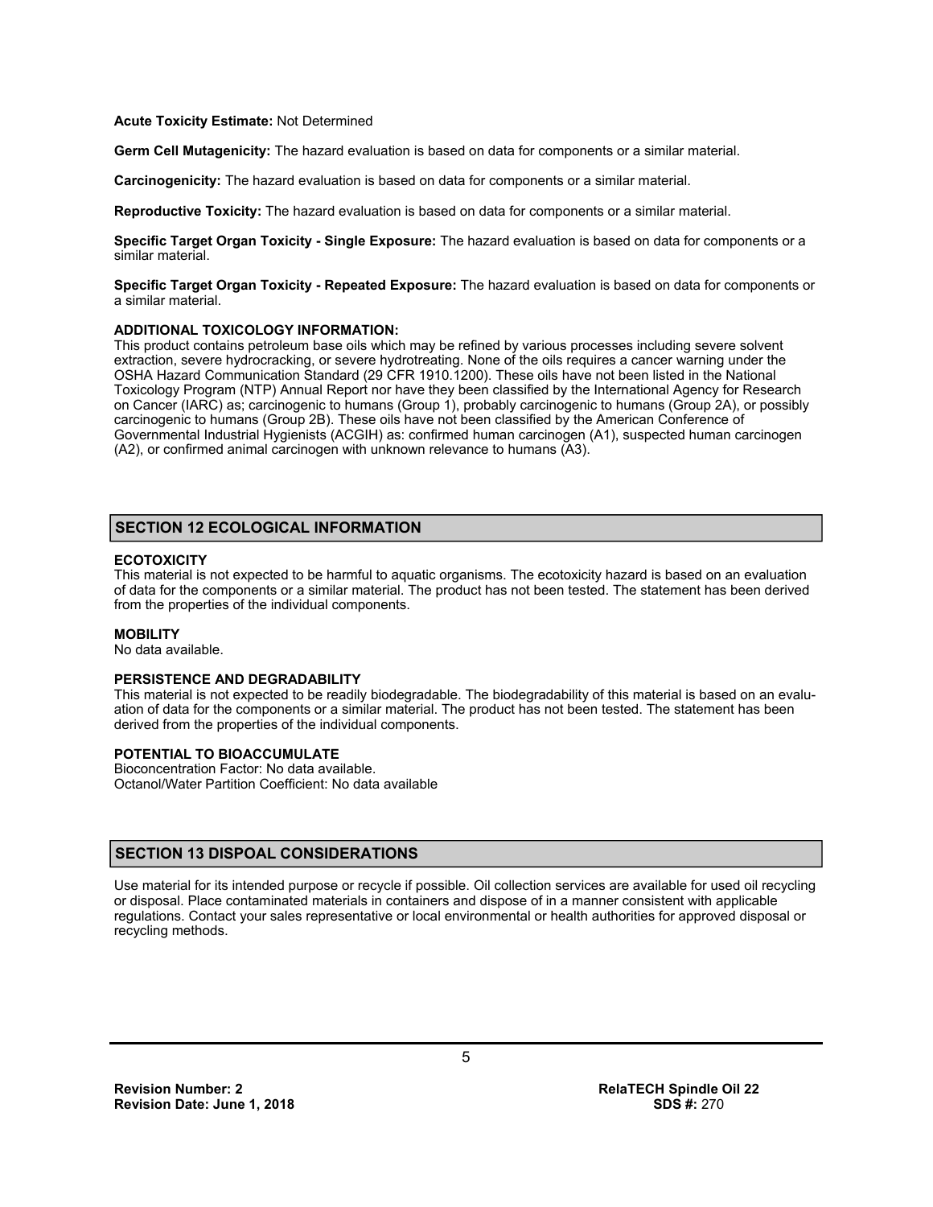**Acute Toxicity Estimate:** Not Determined

**Germ Cell Mutagenicity:** The hazard evaluation is based on data for components or a similar material.

**Carcinogenicity:** The hazard evaluation is based on data for components or a similar material.

**Reproductive Toxicity:** The hazard evaluation is based on data for components or a similar material.

**Specific Target Organ Toxicity - Single Exposure:** The hazard evaluation is based on data for components or a similar material.

**Specific Target Organ Toxicity - Repeated Exposure:** The hazard evaluation is based on data for components or a similar material.

**ADDITIONAL TOXICOLOGY INFORMATION:**
This product contains petroleum base oils which may be refined by various processes including severe solvent extraction, severe hydrocracking, or severe hydrotreating. None of the oils requires a cancer warning under the OSHA Hazard Communication Standard (29 CFR 1910.1200). These oils have not been listed in the National Toxicology Program (NTP) Annual Report nor have they been classified by the International Agency for Research on Cancer (IARC) as; carcinogenic to humans (Group 1), probably carcinogenic to humans (Group 2A), or possibly carcinogenic to humans (Group 2B). These oils have not been classified by the American Conference of Governmental Industrial Hygienists (ACGIH) as: confirmed human carcinogen (A1), suspected human carcinogen (A2), or confirmed animal carcinogen with unknown relevance to humans (A3).

## SECTION 12 ECOLOGICAL INFORMATION

**ECOTOXICITY**
This material is not expected to be harmful to aquatic organisms. The ecotoxicity hazard is based on an evaluation of data for the components or a similar material. The product has not been tested. The statement has been derived from the properties of the individual components.

**MOBILITY**
No data available.

**PERSISTENCE AND DEGRADABILITY**
This material is not expected to be readily biodegradable. The biodegradability of this material is based on an evaluation of data for the components or a similar material. The product has not been tested. The statement has been derived from the properties of the individual components.

**POTENTIAL TO BIOACCUMULATE**
Bioconcentration Factor: No data available.
Octanol/Water Partition Coefficient: No data available

## SECTION 13 DISPOAL CONSIDERATIONS

Use material for its intended purpose or recycle if possible. Oil collection services are available for used oil recycling or disposal. Place contaminated materials in containers and dispose of in a manner consistent with applicable regulations. Contact your sales representative or local environmental or health authorities for approved disposal or recycling methods.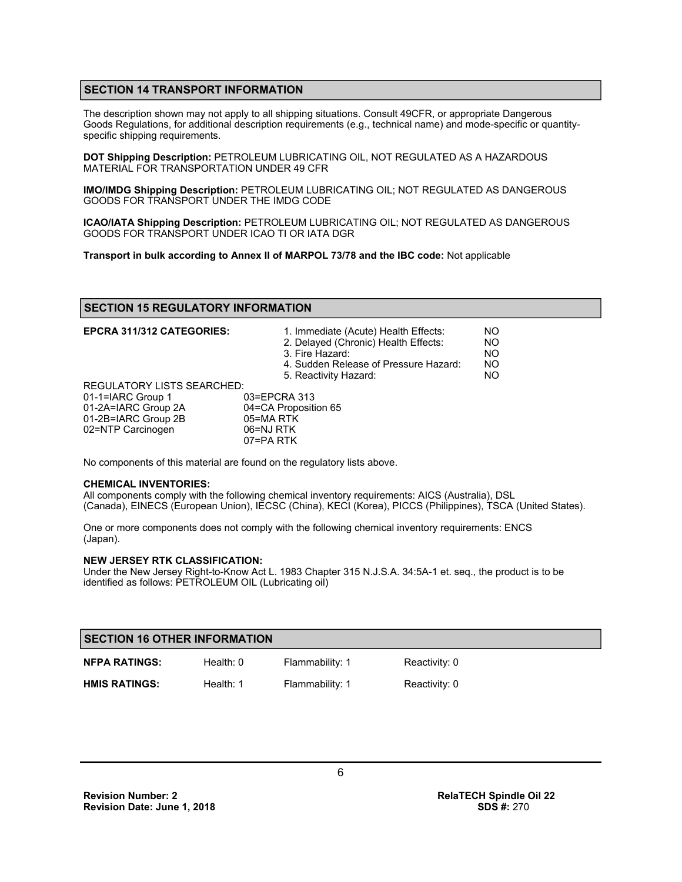## SECTION 14 TRANSPORT INFORMATION

The description shown may not apply to all shipping situations. Consult 49CFR, or appropriate Dangerous Goods Regulations, for additional description requirements (e.g., technical name) and mode-specific or quantity-specific shipping requirements.

**DOT Shipping Description:** PETROLEUM LUBRICATING OIL, NOT REGULATED AS A HAZARDOUS MATERIAL FOR TRANSPORTATION UNDER 49 CFR

**IMO/IMDG Shipping Description:** PETROLEUM LUBRICATING OIL; NOT REGULATED AS DANGEROUS GOODS FOR TRANSPORT UNDER THE IMDG CODE

**ICAO/IATA Shipping Description:** PETROLEUM LUBRICATING OIL; NOT REGULATED AS DANGEROUS GOODS FOR TRANSPORT UNDER ICAO TI OR IATA DGR

**Transport in bulk according to Annex II of MARPOL 73/78 and the IBC code:** Not applicable

## SECTION 15 REGULATORY INFORMATION

**EPCRA 311/312 CATEGORIES:**

| | |
|---|---|
| 1. Immediate (Acute) Health Effects: | NO |
| 2. Delayed (Chronic) Health Effects: | NO |
| 3. Fire Hazard: | NO |
| 4. Sudden Release of Pressure Hazard: | NO |
| 5. Reactivity Hazard: | NO |

REGULATORY LISTS SEARCHED:

| | |
|---|---|
| 01-1=IARC Group 1 | 03=EPCRA 313 |
| 01-2A=IARC Group 2A | 04=CA Proposition 65 |
| 01-2B=IARC Group 2B | 05=MA RTK |
| 02=NTP Carcinogen | 06=NJ RTK |
| | 07=PA RTK |

No components of this material are found on the regulatory lists above.

**CHEMICAL INVENTORIES:**
All components comply with the following chemical inventory requirements: AICS (Australia), DSL (Canada), EINECS (European Union), IECSC (China), KECI (Korea), PICCS (Philippines), TSCA (United States).

One or more components does not comply with the following chemical inventory requirements: ENCS (Japan).

**NEW JERSEY RTK CLASSIFICATION:**
Under the New Jersey Right-to-Know Act L. 1983 Chapter 315 N.J.S.A. 34:5A-1 et. seq., the product is to be identified as follows: PETROLEUM OIL (Lubricating oil)

## SECTION 16 OTHER INFORMATION

| | | | |
|---|---|---|---|
| **NFPA RATINGS:** | Health: 0 | Flammability: 1 | Reactivity: 0 |
| **HMIS RATINGS:** | Health: 1 | Flammability: 1 | Reactivity: 0 |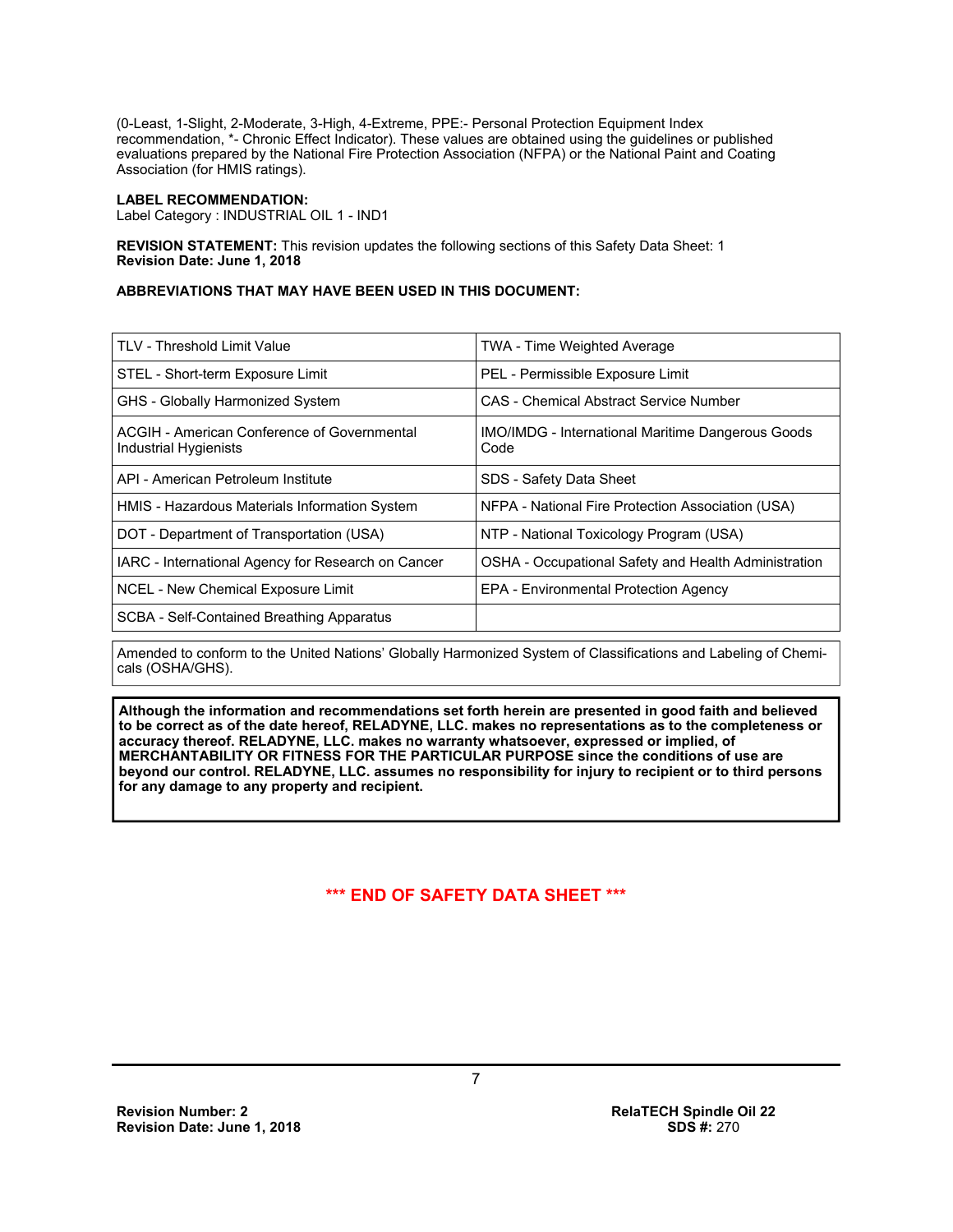(0-Least, 1-Slight, 2-Moderate, 3-High, 4-Extreme, PPE:- Personal Protection Equipment Index recommendation, *- Chronic Effect Indicator). These values are obtained using the guidelines or published evaluations prepared by the National Fire Protection Association (NFPA) or the National Paint and Coating Association (for HMIS ratings).

**LABEL RECOMMENDATION:**
Label Category : INDUSTRIAL OIL 1 - IND1

**REVISION STATEMENT:** This revision updates the following sections of this Safety Data Sheet: 1
**Revision Date: June 1, 2018**

**ABBREVIATIONS THAT MAY HAVE BEEN USED IN THIS DOCUMENT:**

| | |
|---|---|
| TLV - Threshold Limit Value | TWA - Time Weighted Average |
| STEL - Short-term Exposure Limit | PEL - Permissible Exposure Limit |
| GHS - Globally Harmonized System | CAS - Chemical Abstract Service Number |
| ACGIH - American Conference of Governmental Industrial Hygienists | IMO/IMDG - International Maritime Dangerous Goods Code |
| API - American Petroleum Institute | SDS - Safety Data Sheet |
| HMIS - Hazardous Materials Information System | NFPA - National Fire Protection Association (USA) |
| DOT - Department of Transportation (USA) | NTP - National Toxicology Program (USA) |
| IARC - International Agency for Research on Cancer | OSHA - Occupational Safety and Health Administration |
| NCEL - New Chemical Exposure Limit | EPA - Environmental Protection Agency |
| SCBA - Self-Contained Breathing Apparatus | |

Amended to conform to the United Nations' Globally Harmonized System of Classifications and Labeling of Chemicals (OSHA/GHS).

**Although the information and recommendations set forth herein are presented in good faith and believed to be correct as of the date hereof, RELADYNE, LLC. makes no representations as to the completeness or accuracy thereof. RELADYNE, LLC. makes no warranty whatsoever, expressed or implied, of MERCHANTABILITY OR FITNESS FOR THE PARTICULAR PURPOSE since the conditions of use are beyond our control. RELADYNE, LLC. assumes no responsibility for injury to recipient or to third persons for any damage to any property and recipient.**

**\*\*\* END OF SAFETY DATA SHEET \*\*\***